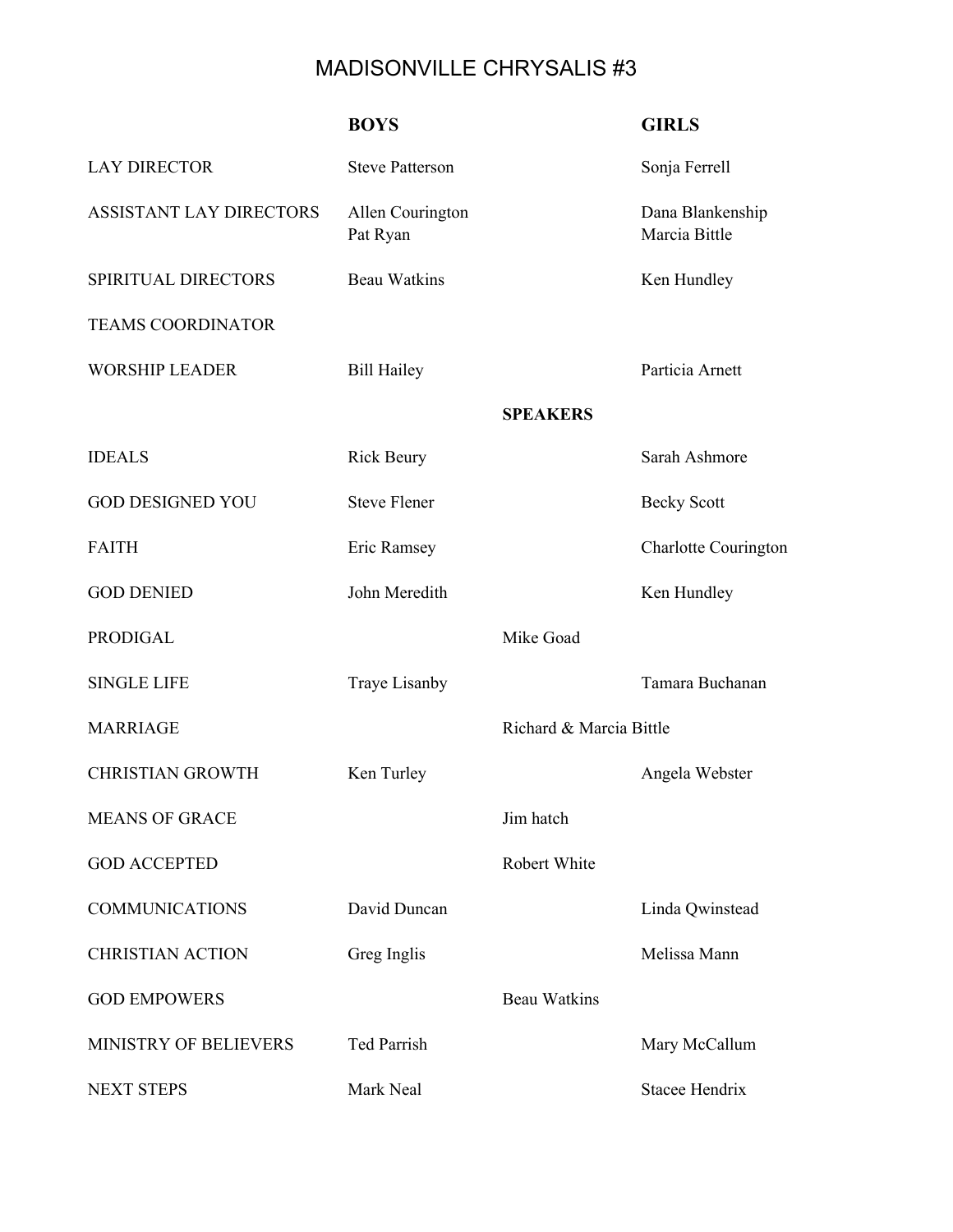# MADISONVILLE CHRYSALIS #3

| | BOYS | | GIRLS |
|---|---|---|---|
| LAY DIRECTOR | Steve Patterson | | Sonja Ferrell |
| ASSISTANT LAY DIRECTORS | Allen Courington<br>Pat Ryan | | Dana Blankenship<br>Marcia Bittle |
| SPIRITUAL DIRECTORS | Beau Watkins | | Ken Hundley |
| TEAMS COORDINATOR | | | |
| WORSHIP LEADER | Bill Hailey | | Particia Arnett |
| | | **SPEAKERS** | |
| IDEALS | Rick Beury | | Sarah Ashmore |
| GOD DESIGNED YOU | Steve Flener | | Becky Scott |
| FAITH | Eric Ramsey | | Charlotte Courington |
| GOD DENIED | John Meredith | | Ken Hundley |
| PRODIGAL | | Mike Goad | |
| SINGLE LIFE | Traye Lisanby | | Tamara Buchanan |
| MARRIAGE | | Richard & Marcia Bittle | |
| CHRISTIAN GROWTH | Ken Turley | | Angela Webster |
| MEANS OF GRACE | | Jim hatch | |
| GOD ACCEPTED | | Robert White | |
| COMMUNICATIONS | David Duncan | | Linda Qwinstead |
| CHRISTIAN ACTION | Greg Inglis | | Melissa Mann |
| GOD EMPOWERS | | Beau Watkins | |
| MINISTRY OF BELIEVERS | Ted Parrish | | Mary McCallum |
| NEXT STEPS | Mark Neal | | Stacee Hendrix |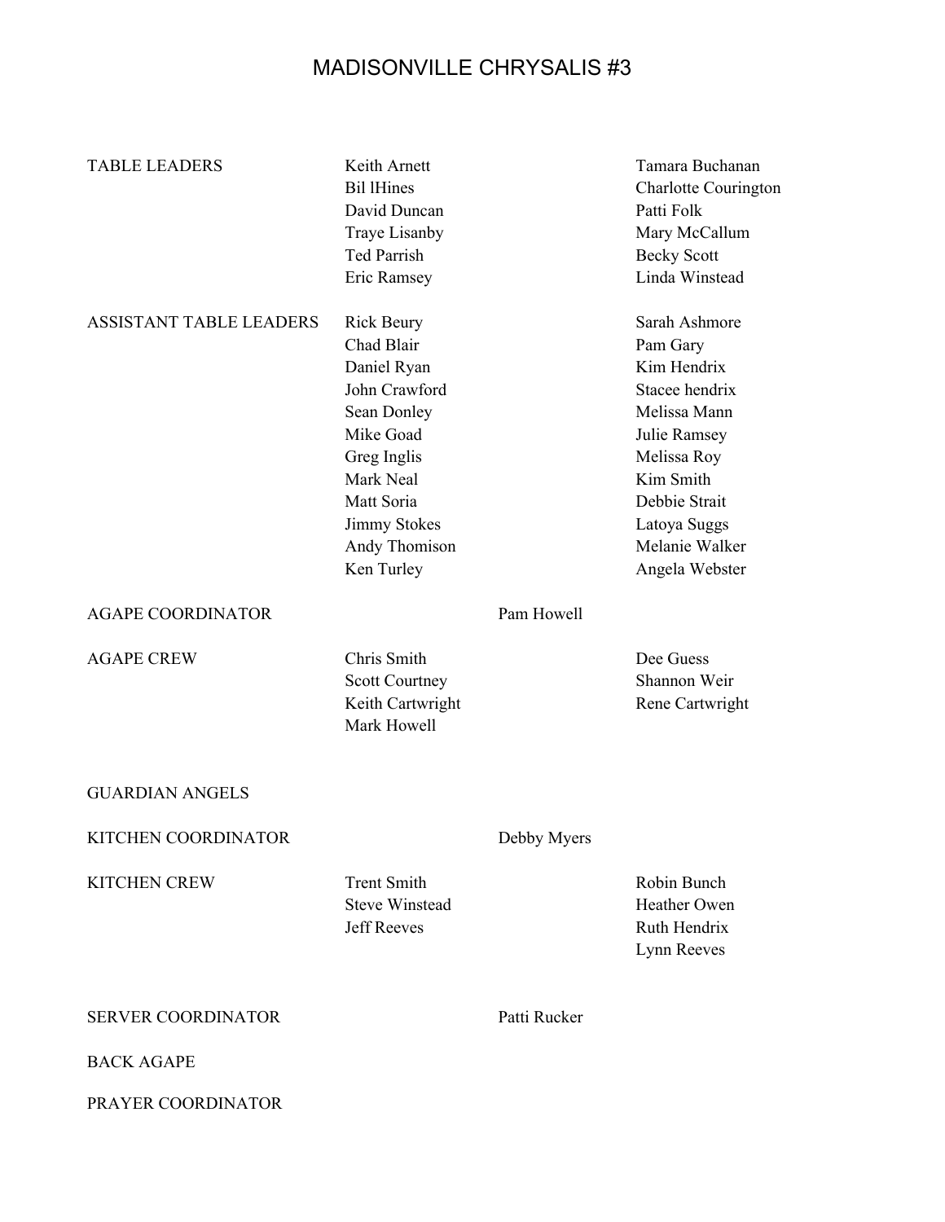# MADISONVILLE CHRYSALIS #3

| | | | |
|---|---|---|---|
| TABLE LEADERS | Keith Arnett | | Tamara Buchanan |
| | Bil lHines | | Charlotte Courington |
| | David Duncan | | Patti Folk |
| | Traye Lisanby | | Mary McCallum |
| | Ted Parrish | | Becky Scott |
| | Eric Ramsey | | Linda Winstead |
| ASSISTANT TABLE LEADERS | Rick Beury | | Sarah Ashmore |
| | Chad Blair | | Pam Gary |
| | Daniel Ryan | | Kim Hendrix |
| | John Crawford | | Stacee hendrix |
| | Sean Donley | | Melissa Mann |
| | Mike Goad | | Julie Ramsey |
| | Greg Inglis | | Melissa Roy |
| | Mark Neal | | Kim Smith |
| | Matt Soria | | Debbie Strait |
| | Jimmy Stokes | | Latoya Suggs |
| | Andy Thomison | | Melanie Walker |
| | Ken Turley | | Angela Webster |
| AGAPE COORDINATOR | | Pam Howell | |
| AGAPE CREW | Chris Smith | | Dee Guess |
| | Scott Courtney | | Shannon Weir |
| | Keith Cartwright | | Rene Cartwright |
| | Mark Howell | | |
| GUARDIAN ANGELS | | | |
| KITCHEN COORDINATOR | | Debby Myers | |
| KITCHEN CREW | Trent Smith | | Robin Bunch |
| | Steve Winstead | | Heather Owen |
| | Jeff Reeves | | Ruth Hendrix |
| | | | Lynn Reeves |
| SERVER COORDINATOR | | Patti Rucker | |
| BACK AGAPE | | | |
| PRAYER COORDINATOR | | | |